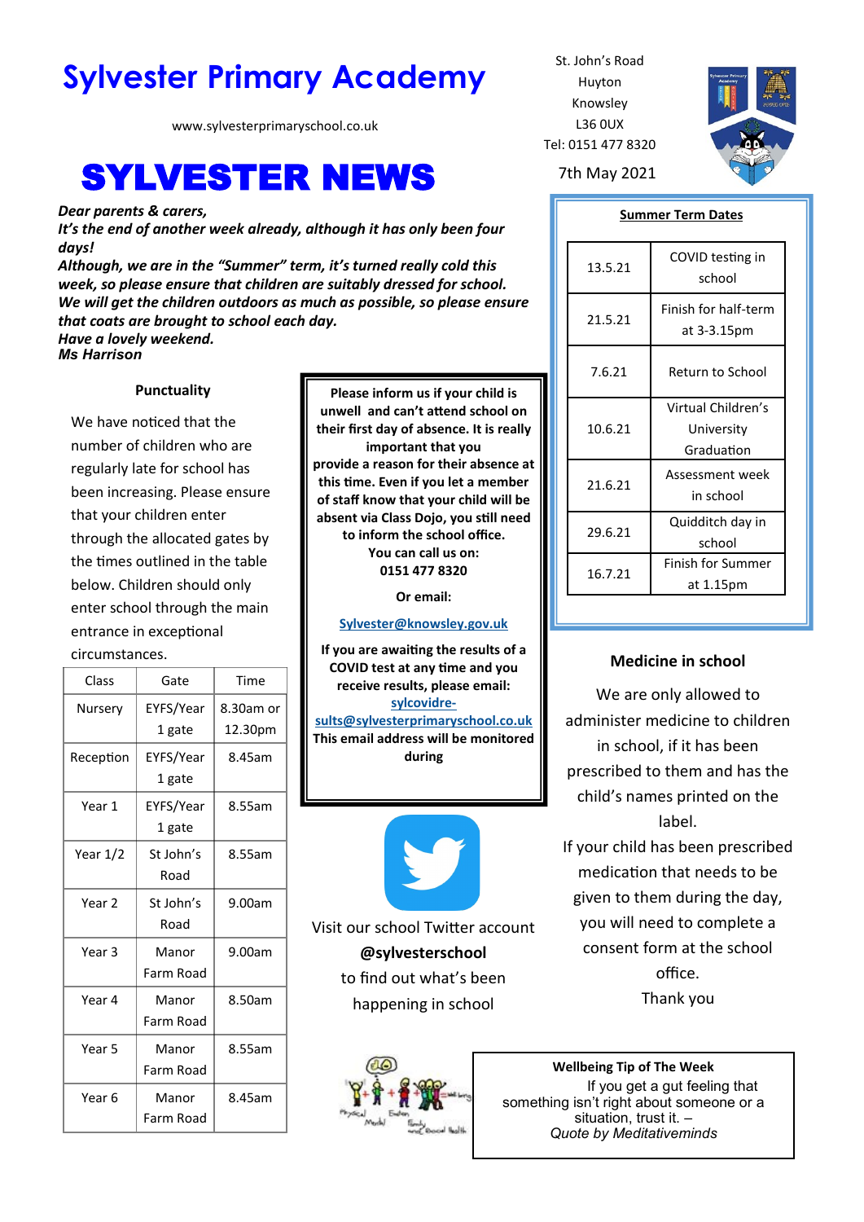# Sylvester Primary Academy

www.sylvesterprimaryschool.co.uk

St. John's Road
Huyton
Knowsley
L36 0UX
Tel: 0151 477 8320

# SYLVESTER NEWS

7th May 2021

***Dear parents & carers,***
***It's the end of another week already, although it has only been four days!***
***Although, we are in the "Summer" term, it's turned really cold this week, so please ensure that children are suitably dressed for school.***
***We will get the children outdoors as much as possible, so please ensure that coats are brought to school each day.***
***Have a lovely weekend.***
***Ms Harrison***

### Punctuality

We have noticed that the number of children who are regularly late for school has been increasing. Please ensure that your children enter through the allocated gates by the times outlined in the table below. Children should only enter school through the main entrance in exceptional circumstances.

| Class | Gate | Time |
|---|---|---|
| Nursery | EYFS/Year 1 gate | 8.30am or 12.30pm |
| Reception | EYFS/Year 1 gate | 8.45am |
| Year 1 | EYFS/Year 1 gate | 8.55am |
| Year 1/2 | St John's Road | 8.55am |
| Year 2 | St John's Road | 9.00am |
| Year 3 | Manor Farm Road | 9.00am |
| Year 4 | Manor Farm Road | 8.50am |
| Year 5 | Manor Farm Road | 8.55am |
| Year 6 | Manor Farm Road | 8.45am |

**Please inform us if your child is unwell and can't attend school on their first day of absence. It is really important that you provide a reason for their absence at this time. Even if you let a member of staff know that your child will be absent via Class Dojo, you still need to inform the school office.**
**You can call us on:**
**0151 477 8320**

**Or email:**

**Sylvester@knowsley.gov.uk**

**If you are awaiting the results of a COVID test at any time and you receive results, please email:**
**sylcovidresults@sylvesterprimaryschool.co.uk**
**This email address will be monitored during**

Visit our school Twitter account
**@sylvesterschool**
to find out what's been happening in school

### Summer Term Dates

| | |
|---|---|
| 13.5.21 | COVID testing in school |
| 21.5.21 | Finish for half-term at 3-3.15pm |
| 7.6.21 | Return to School |
| 10.6.21 | Virtual Children's University Graduation |
| 21.6.21 | Assessment week in school |
| 29.6.21 | Quidditch day in school |
| 16.7.21 | Finish for Summer at 1.15pm |

### Medicine in school

We are only allowed to administer medicine to children in school, if it has been prescribed to them and has the child's names printed on the label.
If your child has been prescribed medication that needs to be given to them during the day, you will need to complete a consent form at the school office.
Thank you

**Wellbeing Tip of The Week**
If you get a gut feeling that something isn't right about someone or a situation, trust it. –
*Quote by Meditativeminds*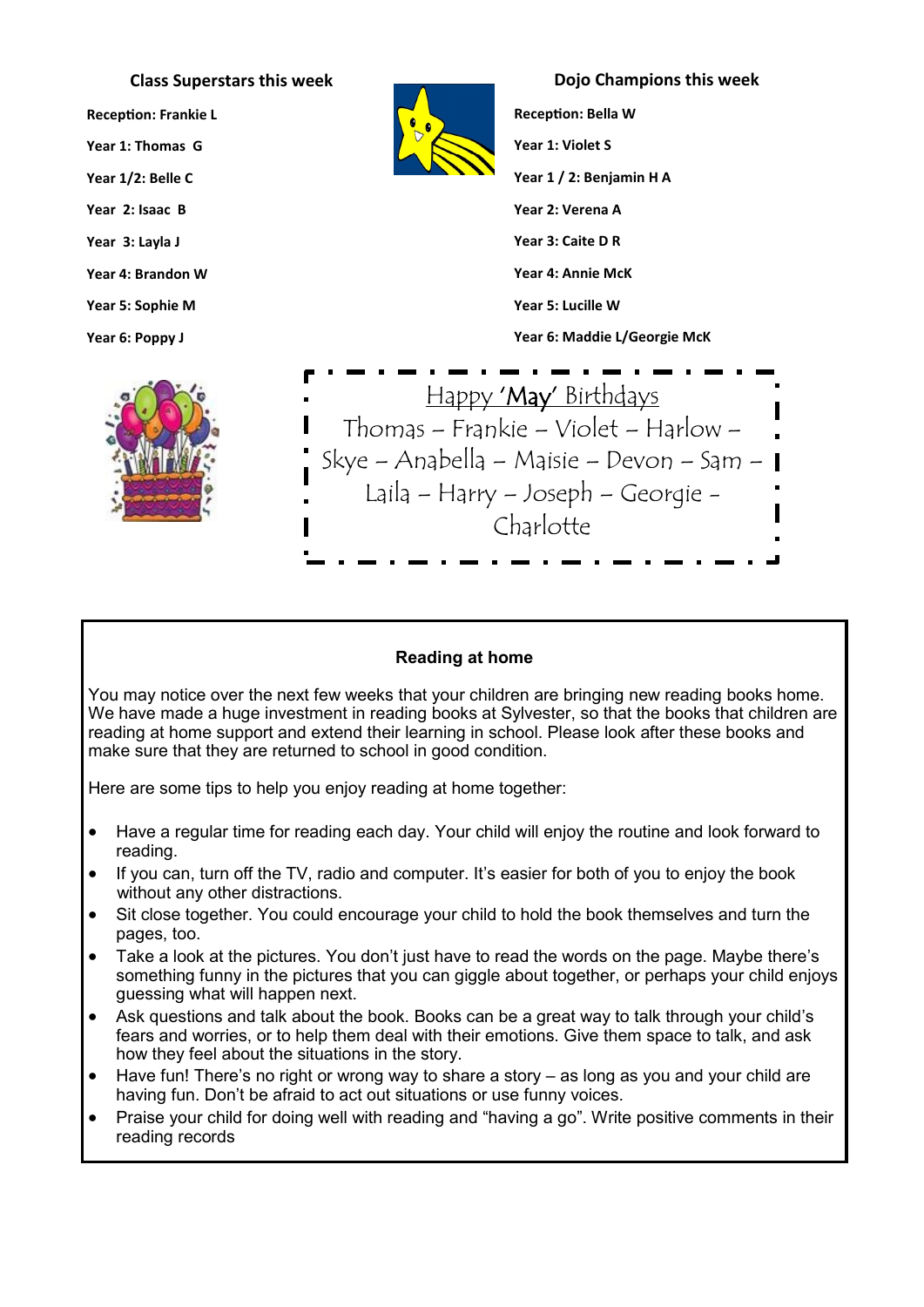### Class Superstars this week

**Reception: Frankie L**

**Year 1: Thomas G**

**Year 1/2: Belle C**

**Year 2: Isaac B**

**Year 3: Layla J**

**Year 4: Brandon W**

**Year 5: Sophie M**

**Year 6: Poppy J**

### Dojo Champions this week

**Reception: Bella W**

**Year 1: Violet S**

**Year 1 / 2: Benjamin H A**

**Year 2: Verena A**

**Year 3: Caite D R**

**Year 4: Annie McK**

**Year 5: Lucille W**

**Year 6: Maddie L/Georgie McK**

Happy 'May' Birthdays

Thomas – Frankie – Violet – Harlow – Skye – Anabella – Maisie – Devon – Sam – Laila – Harry – Joseph – Georgie - Charlotte

### Reading at home

You may notice over the next few weeks that your children are bringing new reading books home. We have made a huge investment in reading books at Sylvester, so that the books that children are reading at home support and extend their learning in school. Please look after these books and make sure that they are returned to school in good condition.

Here are some tips to help you enjoy reading at home together:

- Have a regular time for reading each day. Your child will enjoy the routine and look forward to reading.
- If you can, turn off the TV, radio and computer. It's easier for both of you to enjoy the book without any other distractions.
- Sit close together. You could encourage your child to hold the book themselves and turn the pages, too.
- Take a look at the pictures. You don't just have to read the words on the page. Maybe there's something funny in the pictures that you can giggle about together, or perhaps your child enjoys guessing what will happen next.
- Ask questions and talk about the book. Books can be a great way to talk through your child's fears and worries, or to help them deal with their emotions. Give them space to talk, and ask how they feel about the situations in the story.
- Have fun! There's no right or wrong way to share a story – as long as you and your child are having fun. Don't be afraid to act out situations or use funny voices.
- Praise your child for doing well with reading and "having a go". Write positive comments in their reading records